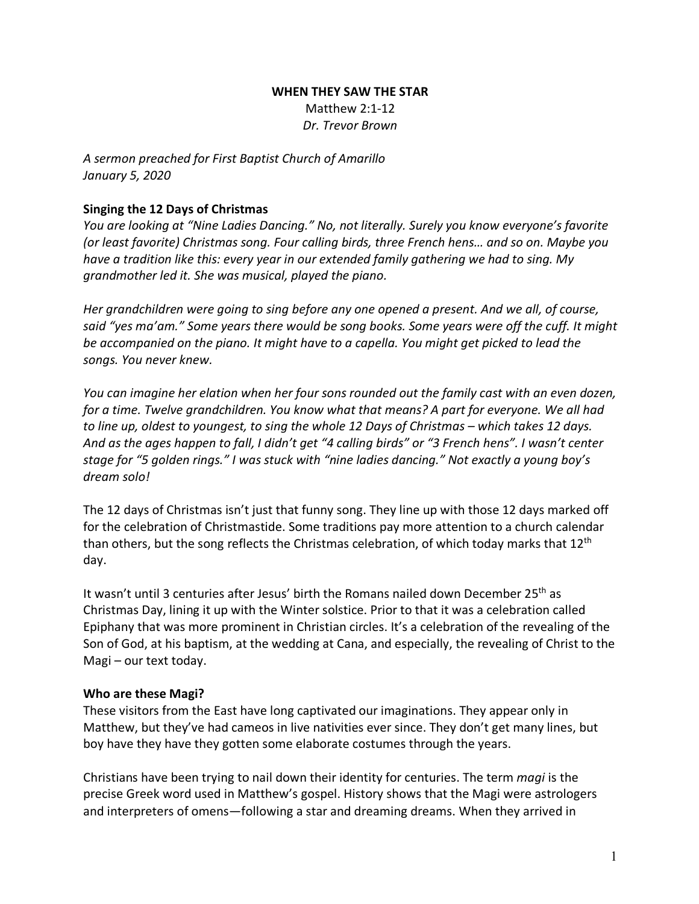**WHEN THEY SAW THE STAR**

Matthew 2:1-12

*Dr. Trevor Brown*

*A sermon preached for First Baptist Church of Amarillo*
*January 5, 2020*

**Singing the 12 Days of Christmas**

*You are looking at "Nine Ladies Dancing." No, not literally. Surely you know everyone's favorite (or least favorite) Christmas song. Four calling birds, three French hens… and so on. Maybe you have a tradition like this: every year in our extended family gathering we had to sing. My grandmother led it. She was musical, played the piano.*

*Her grandchildren were going to sing before any one opened a present. And we all, of course, said "yes ma'am." Some years there would be song books. Some years were off the cuff. It might be accompanied on the piano. It might have to a capella. You might get picked to lead the songs. You never knew.*

*You can imagine her elation when her four sons rounded out the family cast with an even dozen, for a time. Twelve grandchildren. You know what that means? A part for everyone. We all had to line up, oldest to youngest, to sing the whole 12 Days of Christmas – which takes 12 days. And as the ages happen to fall, I didn't get "4 calling birds" or "3 French hens". I wasn't center stage for "5 golden rings." I was stuck with "nine ladies dancing." Not exactly a young boy's dream solo!*

The 12 days of Christmas isn't just that funny song. They line up with those 12 days marked off for the celebration of Christmastide. Some traditions pay more attention to a church calendar than others, but the song reflects the Christmas celebration, of which today marks that 12th day.

It wasn't until 3 centuries after Jesus' birth the Romans nailed down December 25th as Christmas Day, lining it up with the Winter solstice. Prior to that it was a celebration called Epiphany that was more prominent in Christian circles. It's a celebration of the revealing of the Son of God, at his baptism, at the wedding at Cana, and especially, the revealing of Christ to the Magi – our text today.

**Who are these Magi?**

These visitors from the East have long captivated our imaginations. They appear only in Matthew, but they've had cameos in live nativities ever since. They don't get many lines, but boy have they have they gotten some elaborate costumes through the years.

Christians have been trying to nail down their identity for centuries. The term *magi* is the precise Greek word used in Matthew's gospel. History shows that the Magi were astrologers and interpreters of omens—following a star and dreaming dreams. When they arrived in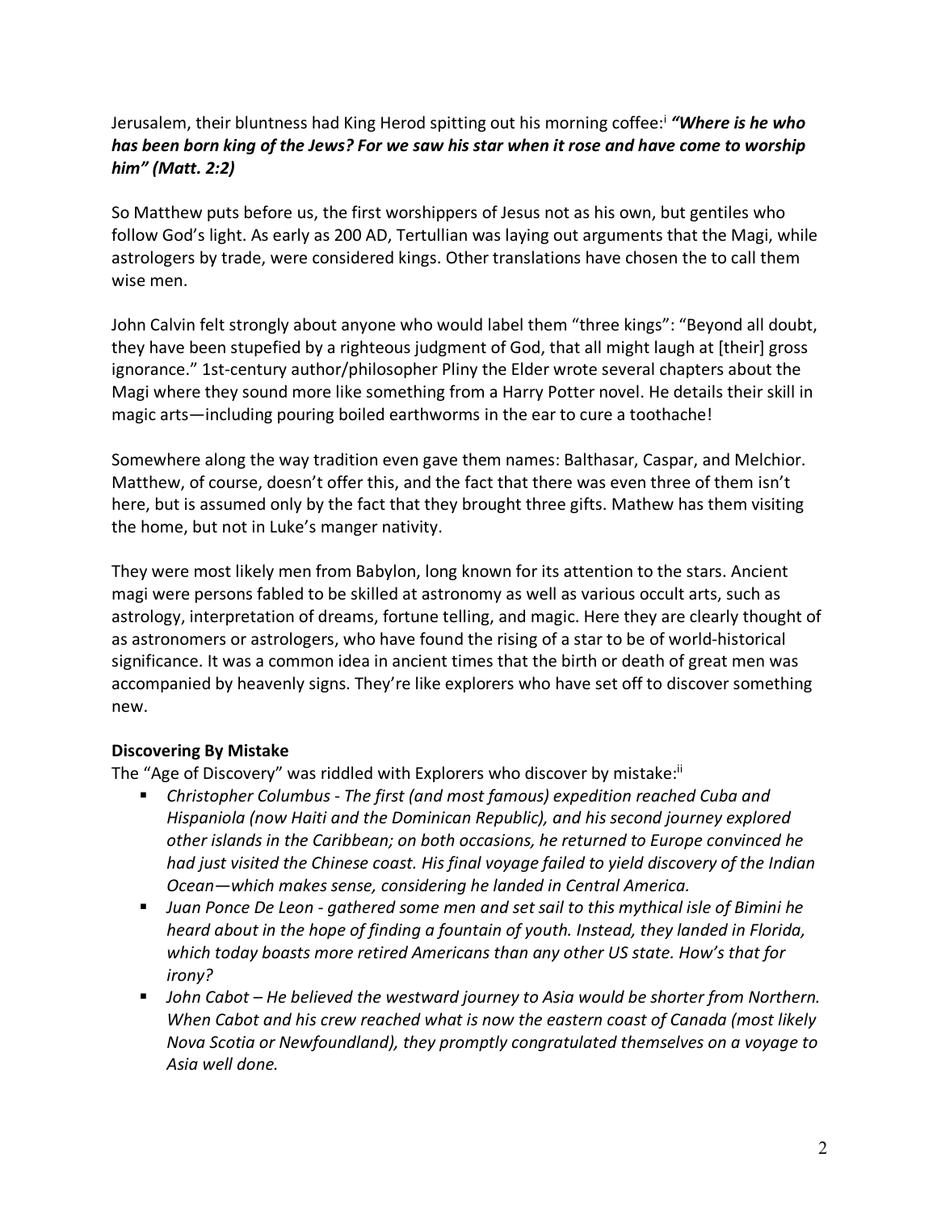Jerusalem, their bluntness had King Herod spitting out his morning coffee:[i] ***"Where is he who has been born king of the Jews? For we saw his star when it rose and have come to worship him" (Matt. 2:2)***

So Matthew puts before us, the first worshippers of Jesus not as his own, but gentiles who follow God's light. As early as 200 AD, Tertullian was laying out arguments that the Magi, while astrologers by trade, were considered kings. Other translations have chosen the to call them wise men.

John Calvin felt strongly about anyone who would label them "three kings": "Beyond all doubt, they have been stupefied by a righteous judgment of God, that all might laugh at [their] gross ignorance." 1st-century author/philosopher Pliny the Elder wrote several chapters about the Magi where they sound more like something from a Harry Potter novel. He details their skill in magic arts—including pouring boiled earthworms in the ear to cure a toothache!

Somewhere along the way tradition even gave them names: Balthasar, Caspar, and Melchior. Matthew, of course, doesn't offer this, and the fact that there was even three of them isn't here, but is assumed only by the fact that they brought three gifts. Mathew has them visiting the home, but not in Luke's manger nativity.

They were most likely men from Babylon, long known for its attention to the stars. Ancient magi were persons fabled to be skilled at astronomy as well as various occult arts, such as astrology, interpretation of dreams, fortune telling, and magic. Here they are clearly thought of as astronomers or astrologers, who have found the rising of a star to be of world-historical significance. It was a common idea in ancient times that the birth or death of great men was accompanied by heavenly signs. They're like explorers who have set off to discover something new.

**Discovering By Mistake**

The "Age of Discovery" was riddled with Explorers who discover by mistake:[ii]

- *Christopher Columbus - The first (and most famous) expedition reached Cuba and Hispaniola (now Haiti and the Dominican Republic), and his second journey explored other islands in the Caribbean; on both occasions, he returned to Europe convinced he had just visited the Chinese coast. His final voyage failed to yield discovery of the Indian Ocean—which makes sense, considering he landed in Central America.*
- *Juan Ponce De Leon - gathered some men and set sail to this mythical isle of Bimini he heard about in the hope of finding a fountain of youth. Instead, they landed in Florida, which today boasts more retired Americans than any other US state. How's that for irony?*
- *John Cabot – He believed the westward journey to Asia would be shorter from Northern. When Cabot and his crew reached what is now the eastern coast of Canada (most likely Nova Scotia or Newfoundland), they promptly congratulated themselves on a voyage to Asia well done.*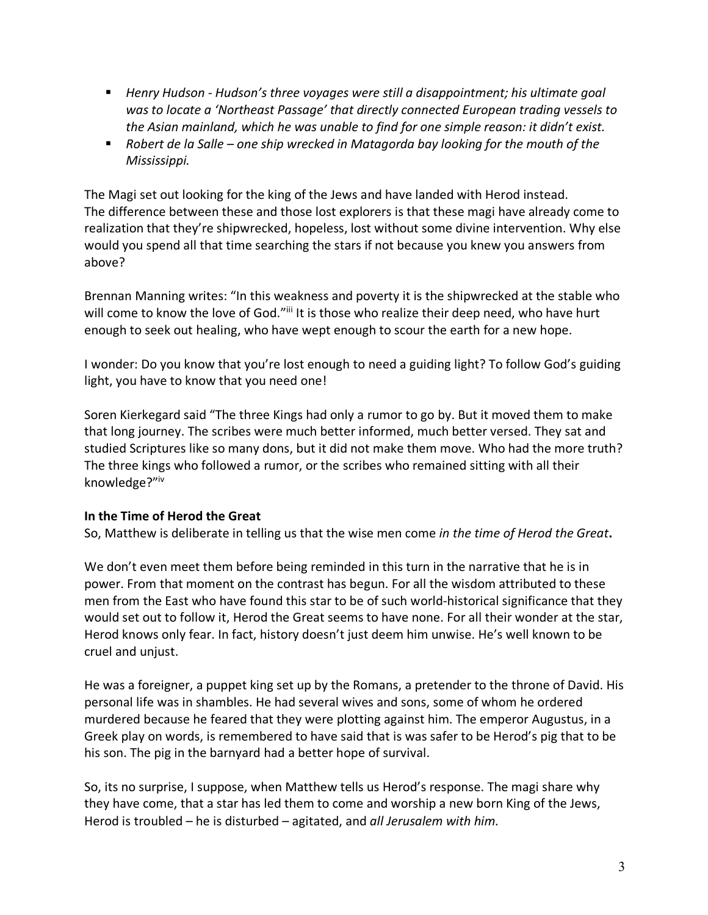- *Henry Hudson - Hudson's three voyages were still a disappointment; his ultimate goal was to locate a 'Northeast Passage' that directly connected European trading vessels to the Asian mainland, which he was unable to find for one simple reason: it didn't exist.*
- *Robert de la Salle – one ship wrecked in Matagorda bay looking for the mouth of the Mississippi.*

The Magi set out looking for the king of the Jews and have landed with Herod instead. The difference between these and those lost explorers is that these magi have already come to realization that they're shipwrecked, hopeless, lost without some divine intervention. Why else would you spend all that time searching the stars if not because you knew you answers from above?

Brennan Manning writes: "In this weakness and poverty it is the shipwrecked at the stable who will come to know the love of God."[iii] It is those who realize their deep need, who have hurt enough to seek out healing, who have wept enough to scour the earth for a new hope.

I wonder: Do you know that you're lost enough to need a guiding light? To follow God's guiding light, you have to know that you need one!

Soren Kierkegard said "The three Kings had only a rumor to go by. But it moved them to make that long journey. The scribes were much better informed, much better versed. They sat and studied Scriptures like so many dons, but it did not make them move. Who had the more truth? The three kings who followed a rumor, or the scribes who remained sitting with all their knowledge?"[iv]

**In the Time of Herod the Great**

So, Matthew is deliberate in telling us that the wise men come *in the time of Herod the Great***.**

We don't even meet them before being reminded in this turn in the narrative that he is in power. From that moment on the contrast has begun. For all the wisdom attributed to these men from the East who have found this star to be of such world-historical significance that they would set out to follow it, Herod the Great seems to have none. For all their wonder at the star, Herod knows only fear. In fact, history doesn't just deem him unwise. He's well known to be cruel and unjust.

He was a foreigner, a puppet king set up by the Romans, a pretender to the throne of David. His personal life was in shambles. He had several wives and sons, some of whom he ordered murdered because he feared that they were plotting against him. The emperor Augustus, in a Greek play on words, is remembered to have said that is was safer to be Herod's pig that to be his son. The pig in the barnyard had a better hope of survival.

So, its no surprise, I suppose, when Matthew tells us Herod's response. The magi share why they have come, that a star has led them to come and worship a new born King of the Jews, Herod is troubled – he is disturbed – agitated, and *all Jerusalem with him.*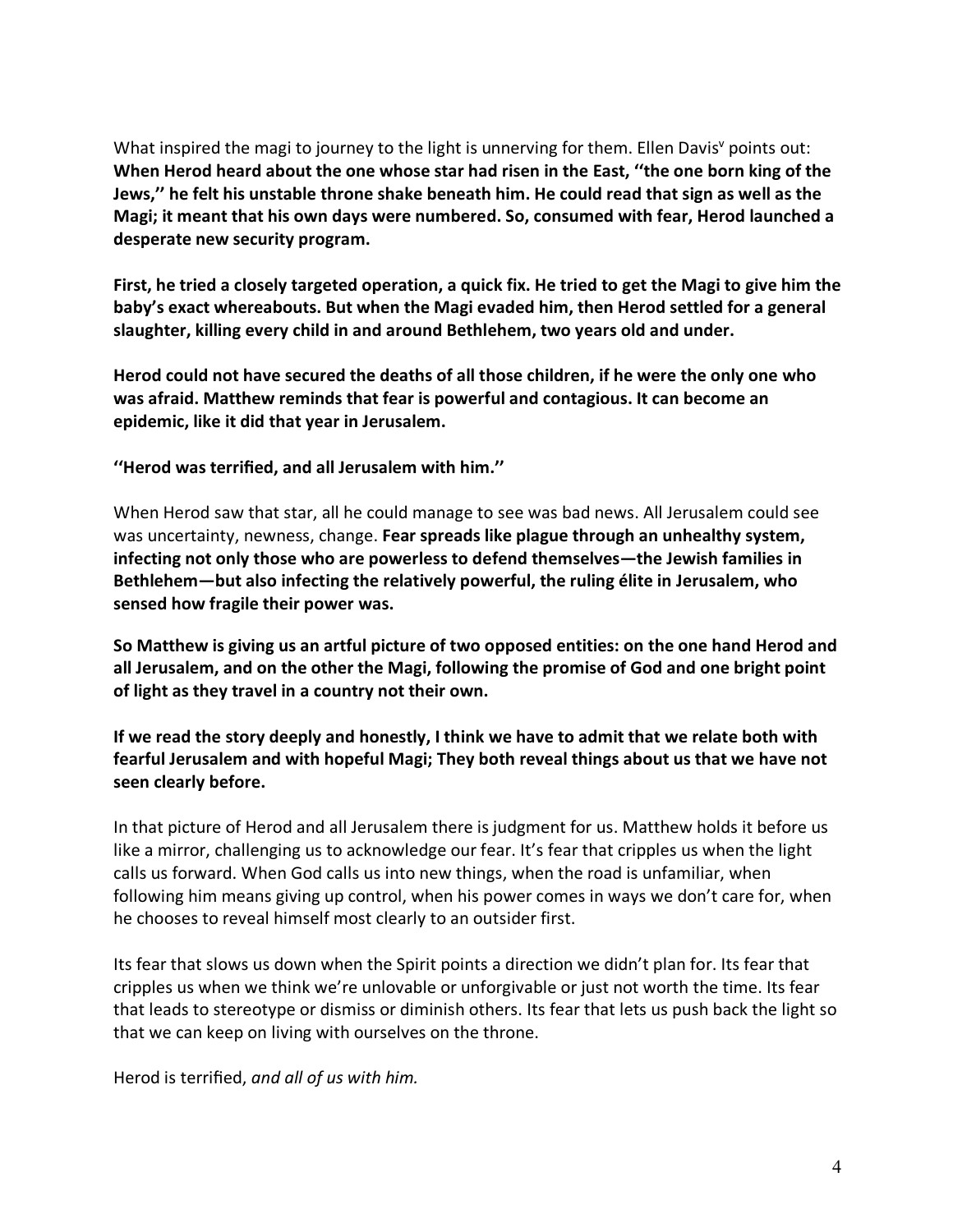What inspired the magi to journey to the light is unnerving for them. Ellen Davis[v] points out: **When Herod heard about the one whose star had risen in the East, ''the one born king of the Jews,'' he felt his unstable throne shake beneath him. He could read that sign as well as the Magi; it meant that his own days were numbered. So, consumed with fear, Herod launched a desperate new security program.**

**First, he tried a closely targeted operation, a quick fix. He tried to get the Magi to give him the baby's exact whereabouts. But when the Magi evaded him, then Herod settled for a general slaughter, killing every child in and around Bethlehem, two years old and under.**

**Herod could not have secured the deaths of all those children, if he were the only one who was afraid. Matthew reminds that fear is powerful and contagious. It can become an epidemic, like it did that year in Jerusalem.**

**''Herod was terrified, and all Jerusalem with him.''**

When Herod saw that star, all he could manage to see was bad news. All Jerusalem could see was uncertainty, newness, change. **Fear spreads like plague through an unhealthy system, infecting not only those who are powerless to defend themselves—the Jewish families in Bethlehem—but also infecting the relatively powerful, the ruling élite in Jerusalem, who sensed how fragile their power was.**

**So Matthew is giving us an artful picture of two opposed entities: on the one hand Herod and all Jerusalem, and on the other the Magi, following the promise of God and one bright point of light as they travel in a country not their own.**

**If we read the story deeply and honestly, I think we have to admit that we relate both with fearful Jerusalem and with hopeful Magi; They both reveal things about us that we have not seen clearly before.**

In that picture of Herod and all Jerusalem there is judgment for us. Matthew holds it before us like a mirror, challenging us to acknowledge our fear. It's fear that cripples us when the light calls us forward. When God calls us into new things, when the road is unfamiliar, when following him means giving up control, when his power comes in ways we don't care for, when he chooses to reveal himself most clearly to an outsider first.

Its fear that slows us down when the Spirit points a direction we didn't plan for. Its fear that cripples us when we think we're unlovable or unforgivable or just not worth the time. Its fear that leads to stereotype or dismiss or diminish others. Its fear that lets us push back the light so that we can keep on living with ourselves on the throne.

Herod is terrified, *and all of us with him.*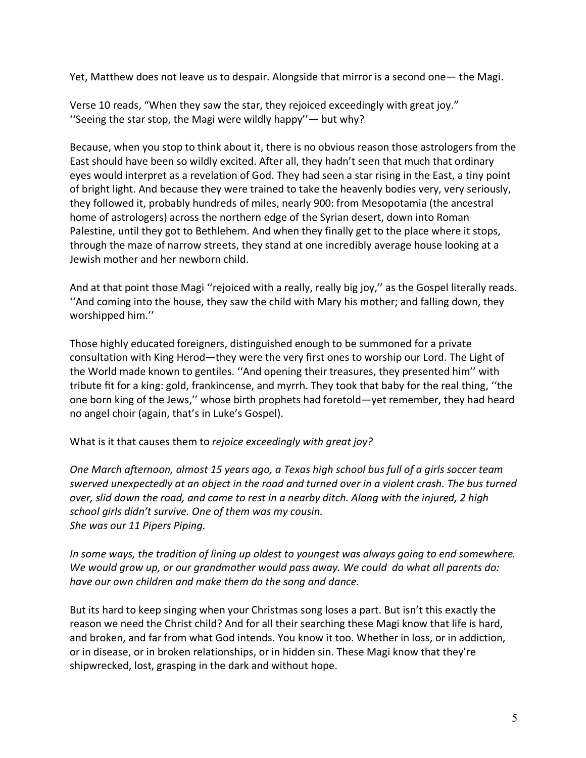Yet, Matthew does not leave us to despair. Alongside that mirror is a second one— the Magi.

Verse 10 reads, "When they saw the star, they rejoiced exceedingly with great joy." ''Seeing the star stop, the Magi were wildly happy''— but why?

Because, when you stop to think about it, there is no obvious reason those astrologers from the East should have been so wildly excited. After all, they hadn't seen that much that ordinary eyes would interpret as a revelation of God. They had seen a star rising in the East, a tiny point of bright light. And because they were trained to take the heavenly bodies very, very seriously, they followed it, probably hundreds of miles, nearly 900: from Mesopotamia (the ancestral home of astrologers) across the northern edge of the Syrian desert, down into Roman Palestine, until they got to Bethlehem. And when they finally get to the place where it stops, through the maze of narrow streets, they stand at one incredibly average house looking at a Jewish mother and her newborn child.

And at that point those Magi ''rejoiced with a really, really big joy,'' as the Gospel literally reads. ''And coming into the house, they saw the child with Mary his mother; and falling down, they worshipped him.''

Those highly educated foreigners, distinguished enough to be summoned for a private consultation with King Herod—they were the very first ones to worship our Lord. The Light of the World made known to gentiles. ''And opening their treasures, they presented him'' with tribute fit for a king: gold, frankincense, and myrrh. They took that baby for the real thing, ''the one born king of the Jews,'' whose birth prophets had foretold—yet remember, they had heard no angel choir (again, that's in Luke's Gospel).

What is it that causes them to *rejoice exceedingly with great joy?*

*One March afternoon, almost 15 years ago, a Texas high school bus full of a girls soccer team swerved unexpectedly at an object in the road and turned over in a violent crash. The bus turned over, slid down the road, and came to rest in a nearby ditch. Along with the injured, 2 high school girls didn't survive. One of them was my cousin.*
*She was our 11 Pipers Piping.*

*In some ways, the tradition of lining up oldest to youngest was always going to end somewhere. We would grow up, or our grandmother would pass away. We could do what all parents do: have our own children and make them do the song and dance.*

But its hard to keep singing when your Christmas song loses a part. But isn't this exactly the reason we need the Christ child? And for all their searching these Magi know that life is hard, and broken, and far from what God intends. You know it too. Whether in loss, or in addiction, or in disease, or in broken relationships, or in hidden sin. These Magi know that they're shipwrecked, lost, grasping in the dark and without hope.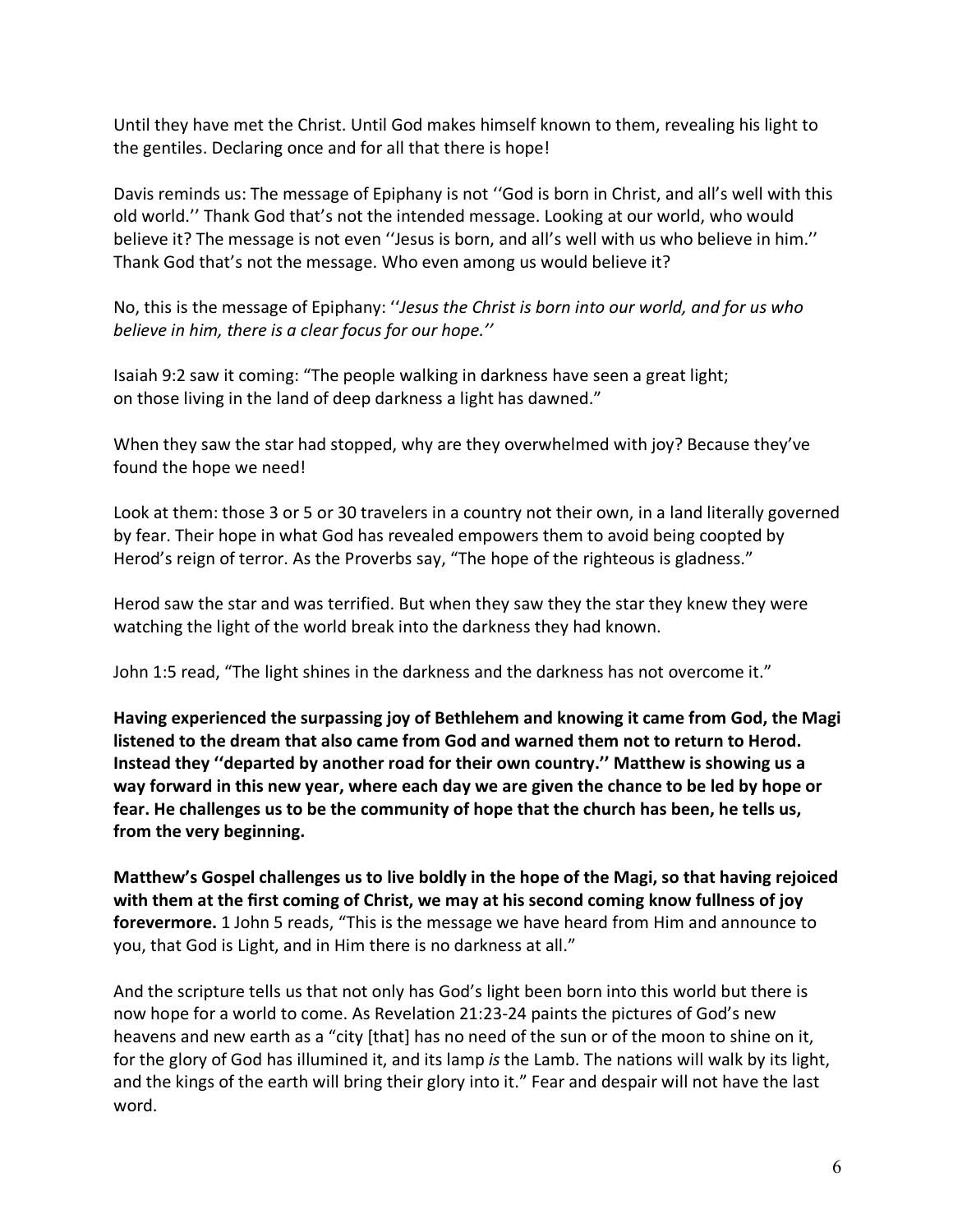Until they have met the Christ. Until God makes himself known to them, revealing his light to the gentiles. Declaring once and for all that there is hope!

Davis reminds us: The message of Epiphany is not ''God is born in Christ, and all's well with this old world.'' Thank God that's not the intended message. Looking at our world, who would believe it? The message is not even ''Jesus is born, and all's well with us who believe in him.'' Thank God that's not the message. Who even among us would believe it?

No, this is the message of Epiphany: ''*Jesus the Christ is born into our world, and for us who believe in him, there is a clear focus for our hope.''*

Isaiah 9:2 saw it coming: "The people walking in darkness have seen a great light; on those living in the land of deep darkness a light has dawned."

When they saw the star had stopped, why are they overwhelmed with joy? Because they've found the hope we need!

Look at them: those 3 or 5 or 30 travelers in a country not their own, in a land literally governed by fear. Their hope in what God has revealed empowers them to avoid being coopted by Herod's reign of terror. As the Proverbs say, "The hope of the righteous is gladness."

Herod saw the star and was terrified. But when they saw they the star they knew they were watching the light of the world break into the darkness they had known.

John 1:5 read, "The light shines in the darkness and the darkness has not overcome it."

**Having experienced the surpassing joy of Bethlehem and knowing it came from God, the Magi listened to the dream that also came from God and warned them not to return to Herod. Instead they ''departed by another road for their own country.'' Matthew is showing us a way forward in this new year, where each day we are given the chance to be led by hope or fear. He challenges us to be the community of hope that the church has been, he tells us, from the very beginning.**

**Matthew's Gospel challenges us to live boldly in the hope of the Magi, so that having rejoiced with them at the first coming of Christ, we may at his second coming know fullness of joy forevermore.** 1 John 5 reads, "This is the message we have heard from Him and announce to you, that God is Light, and in Him there is no darkness at all."

And the scripture tells us that not only has God's light been born into this world but there is now hope for a world to come. As Revelation 21:23-24 paints the pictures of God's new heavens and new earth as a "city [that] has no need of the sun or of the moon to shine on it, for the glory of God has illumined it, and its lamp *is* the Lamb. The nations will walk by its light, and the kings of the earth will bring their glory into it." Fear and despair will not have the last word.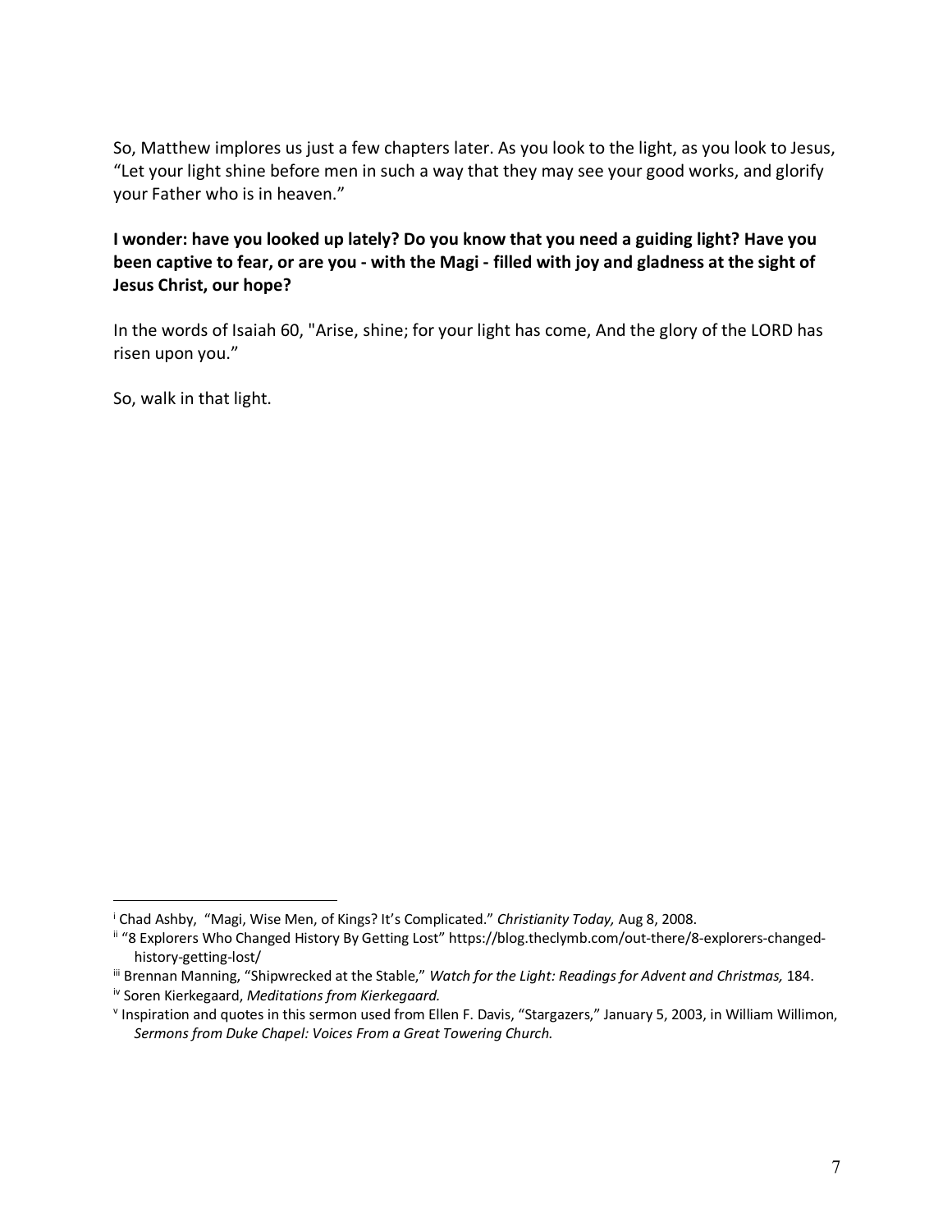So, Matthew implores us just a few chapters later. As you look to the light, as you look to Jesus, “Let your light shine before men in such a way that they may see your good works, and glorify your Father who is in heaven.”

**I wonder: have you looked up lately? Do you know that you need a guiding light? Have you been captive to fear, or are you - with the Magi - filled with joy and gladness at the sight of Jesus Christ, our hope?**

In the words of Isaiah 60, "Arise, shine; for your light has come, And the glory of the LORD has risen upon you.”

So, walk in that light.

---

[i] Chad Ashby, “Magi, Wise Men, of Kings? It’s Complicated.” *Christianity Today,* Aug 8, 2008.

[ii] “8 Explorers Who Changed History By Getting Lost” https://blog.theclymb.com/out-there/8-explorers-changed-history-getting-lost/

[iii] Brennan Manning, “Shipwrecked at the Stable,” *Watch for the Light: Readings for Advent and Christmas,* 184.

[iv] Soren Kierkegaard, *Meditations from Kierkegaard.*

[v] Inspiration and quotes in this sermon used from Ellen F. Davis, “Stargazers,” January 5, 2003, in William Willimon, *Sermons from Duke Chapel: Voices From a Great Towering Church.*